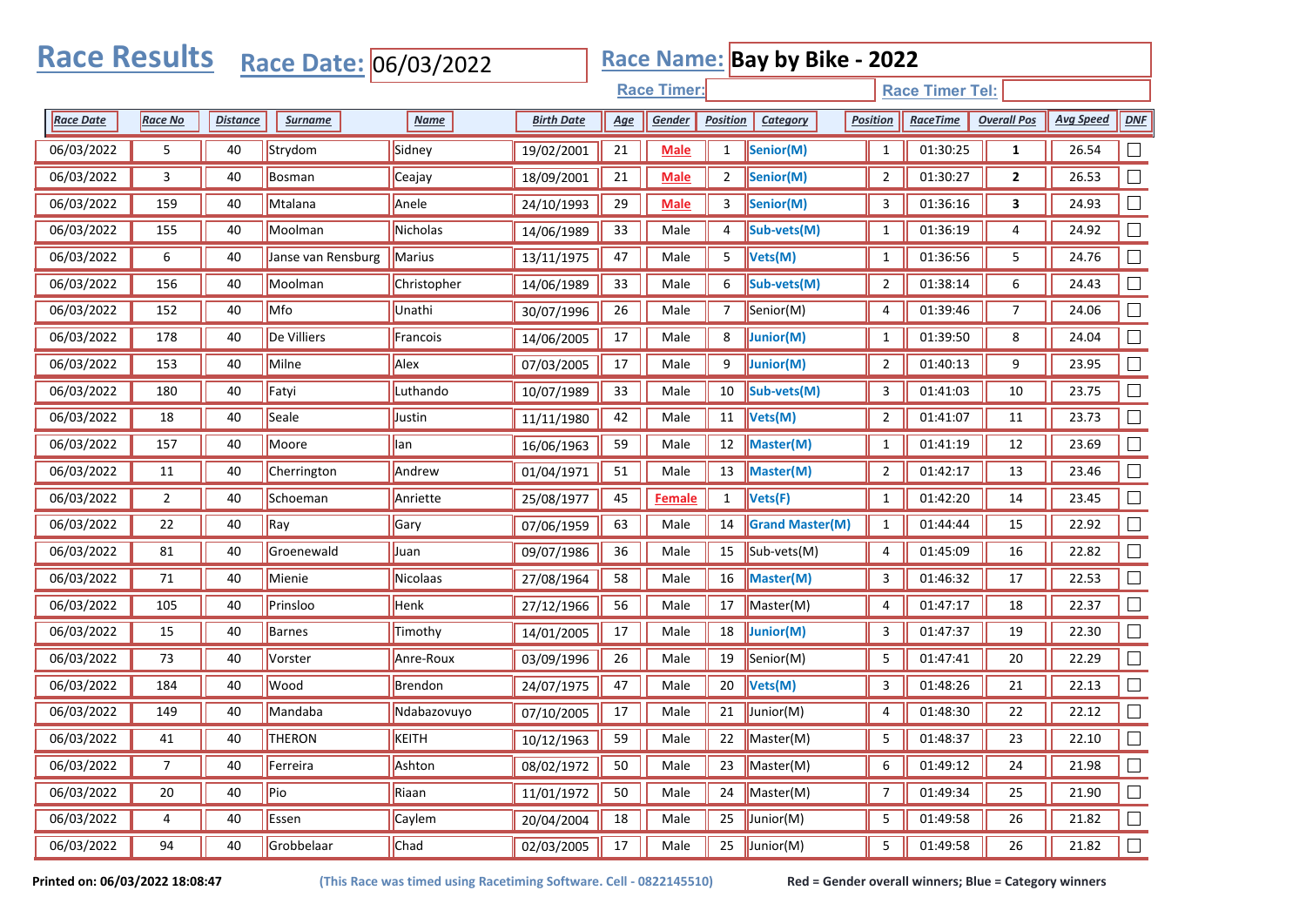# Race Results

**Race Date:** 06/03/2022

**Race Name:** Bay by Bike - 2022

**Race Timer:**

**Race Timer Tel:**

| Race Date | Race No | Distance | Surname | Name | Birth Date | Age | Gender | Position | Category | Position | RaceTime | Overall Pos | Avg Speed | DNF |
|---|---|---|---|---|---|---|---|---|---|---|---|---|---|---|
| 06/03/2022 | 5 | 40 | Strydom | Sidney | 19/02/2001 | 21 | Male | 1 | Senior(M) | 1 | 01:30:25 | 1 | 26.54 | ☐ |
| 06/03/2022 | 3 | 40 | Bosman | Ceajay | 18/09/2001 | 21 | Male | 2 | Senior(M) | 2 | 01:30:27 | 2 | 26.53 | ☐ |
| 06/03/2022 | 159 | 40 | Mtalana | Anele | 24/10/1993 | 29 | Male | 3 | Senior(M) | 3 | 01:36:16 | 3 | 24.93 | ☐ |
| 06/03/2022 | 155 | 40 | Moolman | Nicholas | 14/06/1989 | 33 | Male | 4 | Sub-vets(M) | 1 | 01:36:19 | 4 | 24.92 | ☐ |
| 06/03/2022 | 6 | 40 | Janse van Rensburg | Marius | 13/11/1975 | 47 | Male | 5 | Vets(M) | 1 | 01:36:56 | 5 | 24.76 | ☐ |
| 06/03/2022 | 156 | 40 | Moolman | Christopher | 14/06/1989 | 33 | Male | 6 | Sub-vets(M) | 2 | 01:38:14 | 6 | 24.43 | ☐ |
| 06/03/2022 | 152 | 40 | Mfo | Unathi | 30/07/1996 | 26 | Male | 7 | Senior(M) | 4 | 01:39:46 | 7 | 24.06 | ☐ |
| 06/03/2022 | 178 | 40 | De Villiers | Francois | 14/06/2005 | 17 | Male | 8 | Junior(M) | 1 | 01:39:50 | 8 | 24.04 | ☐ |
| 06/03/2022 | 153 | 40 | Milne | Alex | 07/03/2005 | 17 | Male | 9 | Junior(M) | 2 | 01:40:13 | 9 | 23.95 | ☐ |
| 06/03/2022 | 180 | 40 | Fatyi | Luthando | 10/07/1989 | 33 | Male | 10 | Sub-vets(M) | 3 | 01:41:03 | 10 | 23.75 | ☐ |
| 06/03/2022 | 18 | 40 | Seale | Justin | 11/11/1980 | 42 | Male | 11 | Vets(M) | 2 | 01:41:07 | 11 | 23.73 | ☐ |
| 06/03/2022 | 157 | 40 | Moore | Ian | 16/06/1963 | 59 | Male | 12 | Master(M) | 1 | 01:41:19 | 12 | 23.69 | ☐ |
| 06/03/2022 | 11 | 40 | Cherrington | Andrew | 01/04/1971 | 51 | Male | 13 | Master(M) | 2 | 01:42:17 | 13 | 23.46 | ☐ |
| 06/03/2022 | 2 | 40 | Schoeman | Anriette | 25/08/1977 | 45 | Female | 1 | Vets(F) | 1 | 01:42:20 | 14 | 23.45 | ☐ |
| 06/03/2022 | 22 | 40 | Ray | Gary | 07/06/1959 | 63 | Male | 14 | Grand Master(M) | 1 | 01:44:44 | 15 | 22.92 | ☐ |
| 06/03/2022 | 81 | 40 | Groenewald | Juan | 09/07/1986 | 36 | Male | 15 | Sub-vets(M) | 4 | 01:45:09 | 16 | 22.82 | ☐ |
| 06/03/2022 | 71 | 40 | Mienie | Nicolaas | 27/08/1964 | 58 | Male | 16 | Master(M) | 3 | 01:46:32 | 17 | 22.53 | ☐ |
| 06/03/2022 | 105 | 40 | Prinsloo | Henk | 27/12/1966 | 56 | Male | 17 | Master(M) | 4 | 01:47:17 | 18 | 22.37 | ☐ |
| 06/03/2022 | 15 | 40 | Barnes | Timothy | 14/01/2005 | 17 | Male | 18 | Junior(M) | 3 | 01:47:37 | 19 | 22.30 | ☐ |
| 06/03/2022 | 73 | 40 | Vorster | Anre-Roux | 03/09/1996 | 26 | Male | 19 | Senior(M) | 5 | 01:47:41 | 20 | 22.29 | ☐ |
| 06/03/2022 | 184 | 40 | Wood | Brendon | 24/07/1975 | 47 | Male | 20 | Vets(M) | 3 | 01:48:26 | 21 | 22.13 | ☐ |
| 06/03/2022 | 149 | 40 | Mandaba | Ndabazovuyo | 07/10/2005 | 17 | Male | 21 | Junior(M) | 4 | 01:48:30 | 22 | 22.12 | ☐ |
| 06/03/2022 | 41 | 40 | THERON | KEITH | 10/12/1963 | 59 | Male | 22 | Master(M) | 5 | 01:48:37 | 23 | 22.10 | ☐ |
| 06/03/2022 | 7 | 40 | Ferreira | Ashton | 08/02/1972 | 50 | Male | 23 | Master(M) | 6 | 01:49:12 | 24 | 21.98 | ☐ |
| 06/03/2022 | 20 | 40 | Pio | Riaan | 11/01/1972 | 50 | Male | 24 | Master(M) | 7 | 01:49:34 | 25 | 21.90 | ☐ |
| 06/03/2022 | 4 | 40 | Essen | Caylem | 20/04/2004 | 18 | Male | 25 | Junior(M) | 5 | 01:49:58 | 26 | 21.82 | ☐ |
| 06/03/2022 | 94 | 40 | Grobbelaar | Chad | 02/03/2005 | 17 | Male | 25 | Junior(M) | 5 | 01:49:58 | 26 | 21.82 | ☐ |

**Printed on: 06/03/2022 18:08:47**

**(This Race was timed using Racetiming Software. Cell - 0822145510)**

**Red = Gender overall winners; Blue = Category winners**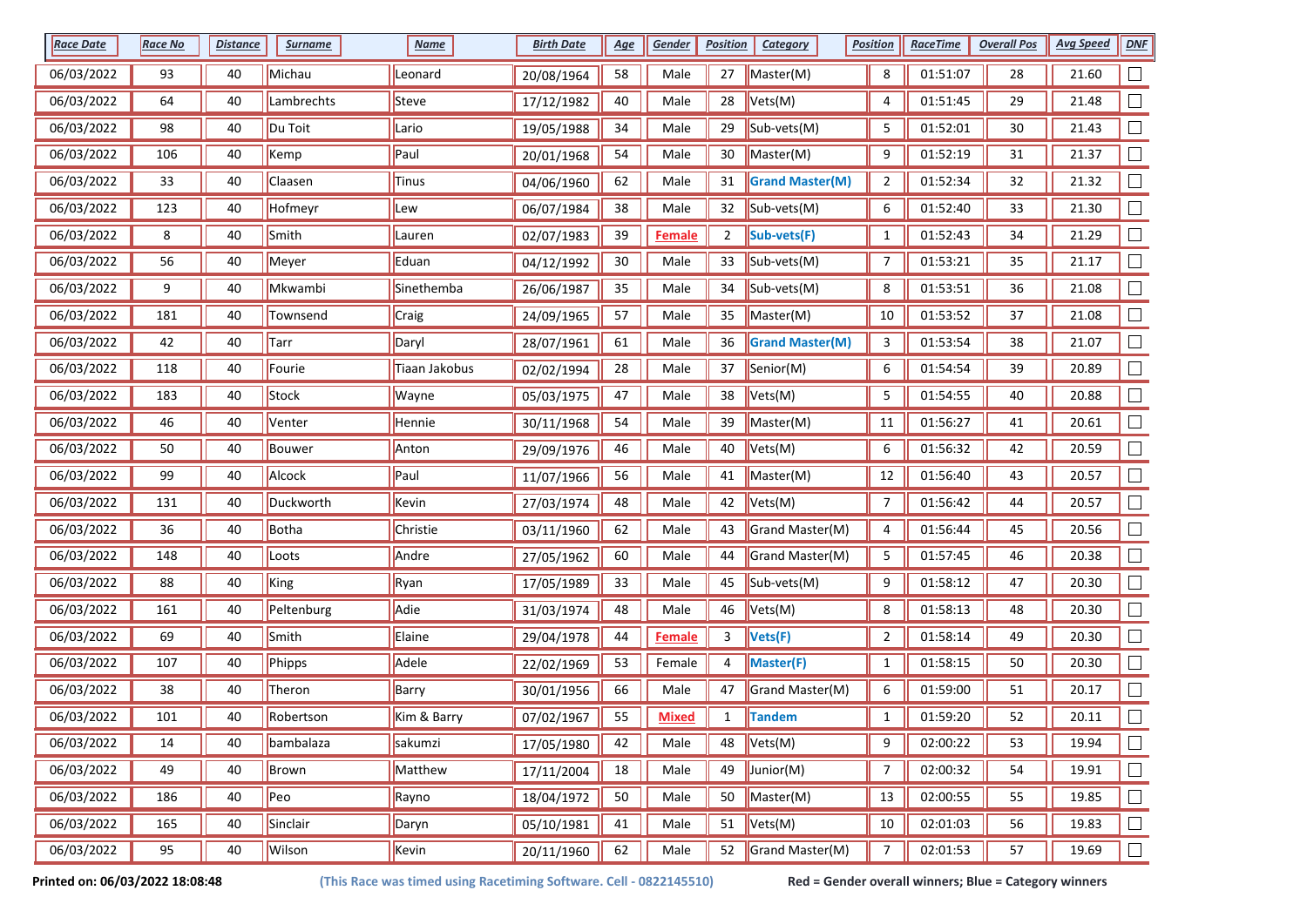| Race Date | Race No | Distance | Surname | Name | Birth Date | Age | Gender | Position | Category | Position | RaceTime | Overall Pos | Avg Speed | DNF |
|---|---|---|---|---|---|---|---|---|---|---|---|---|---|---|
| 06/03/2022 | 93 | 40 | Michau | Leonard | 20/08/1964 | 58 | Male | 27 | Master(M) | 8 | 01:51:07 | 28 | 21.60 | ☐ |
| 06/03/2022 | 64 | 40 | Lambrechts | Steve | 17/12/1982 | 40 | Male | 28 | Vets(M) | 4 | 01:51:45 | 29 | 21.48 | ☐ |
| 06/03/2022 | 98 | 40 | Du Toit | Lario | 19/05/1988 | 34 | Male | 29 | Sub-vets(M) | 5 | 01:52:01 | 30 | 21.43 | ☐ |
| 06/03/2022 | 106 | 40 | Kemp | Paul | 20/01/1968 | 54 | Male | 30 | Master(M) | 9 | 01:52:19 | 31 | 21.37 | ☐ |
| 06/03/2022 | 33 | 40 | Claasen | Tinus | 04/06/1960 | 62 | Male | 31 | **Grand Master(M)** | 2 | 01:52:34 | 32 | 21.32 | ☐ |
| 06/03/2022 | 123 | 40 | Hofmeyr | Lew | 06/07/1984 | 38 | Male | 32 | Sub-vets(M) | 6 | 01:52:40 | 33 | 21.30 | ☐ |
| 06/03/2022 | 8 | 40 | Smith | Lauren | 02/07/1983 | 39 | **Female** | 2 | **Sub-vets(F)** | 1 | 01:52:43 | 34 | 21.29 | ☐ |
| 06/03/2022 | 56 | 40 | Meyer | Eduan | 04/12/1992 | 30 | Male | 33 | Sub-vets(M) | 7 | 01:53:21 | 35 | 21.17 | ☐ |
| 06/03/2022 | 9 | 40 | Mkwambi | Sinethemba | 26/06/1987 | 35 | Male | 34 | Sub-vets(M) | 8 | 01:53:51 | 36 | 21.08 | ☐ |
| 06/03/2022 | 181 | 40 | Townsend | Craig | 24/09/1965 | 57 | Male | 35 | Master(M) | 10 | 01:53:52 | 37 | 21.08 | ☐ |
| 06/03/2022 | 42 | 40 | Tarr | Daryl | 28/07/1961 | 61 | Male | 36 | **Grand Master(M)** | 3 | 01:53:54 | 38 | 21.07 | ☐ |
| 06/03/2022 | 118 | 40 | Fourie | Tiaan Jakobus | 02/02/1994 | 28 | Male | 37 | Senior(M) | 6 | 01:54:54 | 39 | 20.89 | ☐ |
| 06/03/2022 | 183 | 40 | Stock | Wayne | 05/03/1975 | 47 | Male | 38 | Vets(M) | 5 | 01:54:55 | 40 | 20.88 | ☐ |
| 06/03/2022 | 46 | 40 | Venter | Hennie | 30/11/1968 | 54 | Male | 39 | Master(M) | 11 | 01:56:27 | 41 | 20.61 | ☐ |
| 06/03/2022 | 50 | 40 | Bouwer | Anton | 29/09/1976 | 46 | Male | 40 | Vets(M) | 6 | 01:56:32 | 42 | 20.59 | ☐ |
| 06/03/2022 | 99 | 40 | Alcock | Paul | 11/07/1966 | 56 | Male | 41 | Master(M) | 12 | 01:56:40 | 43 | 20.57 | ☐ |
| 06/03/2022 | 131 | 40 | Duckworth | Kevin | 27/03/1974 | 48 | Male | 42 | Vets(M) | 7 | 01:56:42 | 44 | 20.57 | ☐ |
| 06/03/2022 | 36 | 40 | Botha | Christie | 03/11/1960 | 62 | Male | 43 | Grand Master(M) | 4 | 01:56:44 | 45 | 20.56 | ☐ |
| 06/03/2022 | 148 | 40 | Loots | Andre | 27/05/1962 | 60 | Male | 44 | Grand Master(M) | 5 | 01:57:45 | 46 | 20.38 | ☐ |
| 06/03/2022 | 88 | 40 | King | Ryan | 17/05/1989 | 33 | Male | 45 | Sub-vets(M) | 9 | 01:58:12 | 47 | 20.30 | ☐ |
| 06/03/2022 | 161 | 40 | Peltenburg | Adie | 31/03/1974 | 48 | Male | 46 | Vets(M) | 8 | 01:58:13 | 48 | 20.30 | ☐ |
| 06/03/2022 | 69 | 40 | Smith | Elaine | 29/04/1978 | 44 | **Female** | 3 | **Vets(F)** | 2 | 01:58:14 | 49 | 20.30 | ☐ |
| 06/03/2022 | 107 | 40 | Phipps | Adele | 22/02/1969 | 53 | Female | 4 | **Master(F)** | 1 | 01:58:15 | 50 | 20.30 | ☐ |
| 06/03/2022 | 38 | 40 | Theron | Barry | 30/01/1956 | 66 | Male | 47 | Grand Master(M) | 6 | 01:59:00 | 51 | 20.17 | ☐ |
| 06/03/2022 | 101 | 40 | Robertson | Kim & Barry | 07/02/1967 | 55 | **Mixed** | 1 | **Tandem** | 1 | 01:59:20 | 52 | 20.11 | ☐ |
| 06/03/2022 | 14 | 40 | bambalaza | sakumzi | 17/05/1980 | 42 | Male | 48 | Vets(M) | 9 | 02:00:22 | 53 | 19.94 | ☐ |
| 06/03/2022 | 49 | 40 | Brown | Matthew | 17/11/2004 | 18 | Male | 49 | Junior(M) | 7 | 02:00:32 | 54 | 19.91 | ☐ |
| 06/03/2022 | 186 | 40 | Peo | Rayno | 18/04/1972 | 50 | Male | 50 | Master(M) | 13 | 02:00:55 | 55 | 19.85 | ☐ |
| 06/03/2022 | 165 | 40 | Sinclair | Daryn | 05/10/1981 | 41 | Male | 51 | Vets(M) | 10 | 02:01:03 | 56 | 19.83 | ☐ |
| 06/03/2022 | 95 | 40 | Wilson | Kevin | 20/11/1960 | 62 | Male | 52 | Grand Master(M) | 7 | 02:01:53 | 57 | 19.69 | ☐ |

**Printed on: 06/03/2022 18:08:48** **(This Race was timed using Racetiming Software. Cell - 0822145510)** **Red = Gender overall winners; Blue = Category winners**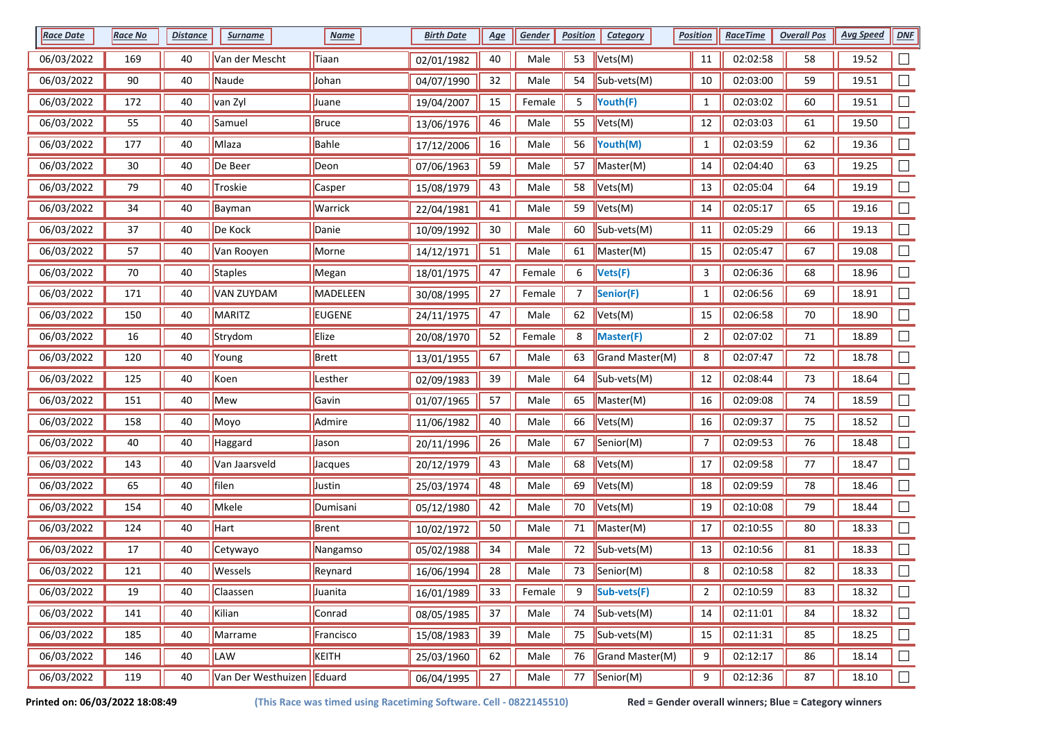| Race Date | Race No | Distance | Surname | Name | Birth Date | Age | Gender | Position | Category | Position | RaceTime | Overall Pos | Avg Speed | DNF |
|---|---|---|---|---|---|---|---|---|---|---|---|---|---|---|
| 06/03/2022 | 169 | 40 | Van der Mescht | Tiaan | 02/01/1982 | 40 | Male | 53 | Vets(M) | 11 | 02:02:58 | 58 | 19.52 | ☐ |
| 06/03/2022 | 90 | 40 | Naude | Johan | 04/07/1990 | 32 | Male | 54 | Sub-vets(M) | 10 | 02:03:00 | 59 | 19.51 | ☐ |
| 06/03/2022 | 172 | 40 | van Zyl | Juane | 19/04/2007 | 15 | Female | 5 | **Youth(F)** | 1 | 02:03:02 | 60 | 19.51 | ☐ |
| 06/03/2022 | 55 | 40 | Samuel | Bruce | 13/06/1976 | 46 | Male | 55 | Vets(M) | 12 | 02:03:03 | 61 | 19.50 | ☐ |
| 06/03/2022 | 177 | 40 | Mlaza | Bahle | 17/12/2006 | 16 | Male | 56 | **Youth(M)** | 1 | 02:03:59 | 62 | 19.36 | ☐ |
| 06/03/2022 | 30 | 40 | De Beer | Deon | 07/06/1963 | 59 | Male | 57 | Master(M) | 14 | 02:04:40 | 63 | 19.25 | ☐ |
| 06/03/2022 | 79 | 40 | Troskie | Casper | 15/08/1979 | 43 | Male | 58 | Vets(M) | 13 | 02:05:04 | 64 | 19.19 | ☐ |
| 06/03/2022 | 34 | 40 | Bayman | Warrick | 22/04/1981 | 41 | Male | 59 | Vets(M) | 14 | 02:05:17 | 65 | 19.16 | ☐ |
| 06/03/2022 | 37 | 40 | De Kock | Danie | 10/09/1992 | 30 | Male | 60 | Sub-vets(M) | 11 | 02:05:29 | 66 | 19.13 | ☐ |
| 06/03/2022 | 57 | 40 | Van Rooyen | Morne | 14/12/1971 | 51 | Male | 61 | Master(M) | 15 | 02:05:47 | 67 | 19.08 | ☐ |
| 06/03/2022 | 70 | 40 | Staples | Megan | 18/01/1975 | 47 | Female | 6 | **Vets(F)** | 3 | 02:06:36 | 68 | 18.96 | ☐ |
| 06/03/2022 | 171 | 40 | VAN ZUYDAM | MADELEEN | 30/08/1995 | 27 | Female | 7 | **Senior(F)** | 1 | 02:06:56 | 69 | 18.91 | ☐ |
| 06/03/2022 | 150 | 40 | MARITZ | EUGENE | 24/11/1975 | 47 | Male | 62 | Vets(M) | 15 | 02:06:58 | 70 | 18.90 | ☐ |
| 06/03/2022 | 16 | 40 | Strydom | Elize | 20/08/1970 | 52 | Female | 8 | **Master(F)** | 2 | 02:07:02 | 71 | 18.89 | ☐ |
| 06/03/2022 | 120 | 40 | Young | Brett | 13/01/1955 | 67 | Male | 63 | Grand Master(M) | 8 | 02:07:47 | 72 | 18.78 | ☐ |
| 06/03/2022 | 125 | 40 | Koen | Lesther | 02/09/1983 | 39 | Male | 64 | Sub-vets(M) | 12 | 02:08:44 | 73 | 18.64 | ☐ |
| 06/03/2022 | 151 | 40 | Mew | Gavin | 01/07/1965 | 57 | Male | 65 | Master(M) | 16 | 02:09:08 | 74 | 18.59 | ☐ |
| 06/03/2022 | 158 | 40 | Moyo | Admire | 11/06/1982 | 40 | Male | 66 | Vets(M) | 16 | 02:09:37 | 75 | 18.52 | ☐ |
| 06/03/2022 | 40 | 40 | Haggard | Jason | 20/11/1996 | 26 | Male | 67 | Senior(M) | 7 | 02:09:53 | 76 | 18.48 | ☐ |
| 06/03/2022 | 143 | 40 | Van Jaarsveld | Jacques | 20/12/1979 | 43 | Male | 68 | Vets(M) | 17 | 02:09:58 | 77 | 18.47 | ☐ |
| 06/03/2022 | 65 | 40 | filen | Justin | 25/03/1974 | 48 | Male | 69 | Vets(M) | 18 | 02:09:59 | 78 | 18.46 | ☐ |
| 06/03/2022 | 154 | 40 | Mkele | Dumisani | 05/12/1980 | 42 | Male | 70 | Vets(M) | 19 | 02:10:08 | 79 | 18.44 | ☐ |
| 06/03/2022 | 124 | 40 | Hart | Brent | 10/02/1972 | 50 | Male | 71 | Master(M) | 17 | 02:10:55 | 80 | 18.33 | ☐ |
| 06/03/2022 | 17 | 40 | Cetywayo | Nangamso | 05/02/1988 | 34 | Male | 72 | Sub-vets(M) | 13 | 02:10:56 | 81 | 18.33 | ☐ |
| 06/03/2022 | 121 | 40 | Wessels | Reynard | 16/06/1994 | 28 | Male | 73 | Senior(M) | 8 | 02:10:58 | 82 | 18.33 | ☐ |
| 06/03/2022 | 19 | 40 | Claassen | Juanita | 16/01/1989 | 33 | Female | 9 | **Sub-vets(F)** | 2 | 02:10:59 | 83 | 18.32 | ☐ |
| 06/03/2022 | 141 | 40 | Kilian | Conrad | 08/05/1985 | 37 | Male | 74 | Sub-vets(M) | 14 | 02:11:01 | 84 | 18.32 | ☐ |
| 06/03/2022 | 185 | 40 | Marrame | Francisco | 15/08/1983 | 39 | Male | 75 | Sub-vets(M) | 15 | 02:11:31 | 85 | 18.25 | ☐ |
| 06/03/2022 | 146 | 40 | LAW | KEITH | 25/03/1960 | 62 | Male | 76 | Grand Master(M) | 9 | 02:12:17 | 86 | 18.14 | ☐ |
| 06/03/2022 | 119 | 40 | Van Der Westhuizen | Eduard | 06/04/1995 | 27 | Male | 77 | Senior(M) | 9 | 02:12:36 | 87 | 18.10 | ☐ |

**Printed on: 06/03/2022 18:08:49** **(This Race was timed using Racetiming Software. Cell - 0822145510)** **Red = Gender overall winners; Blue = Category winners**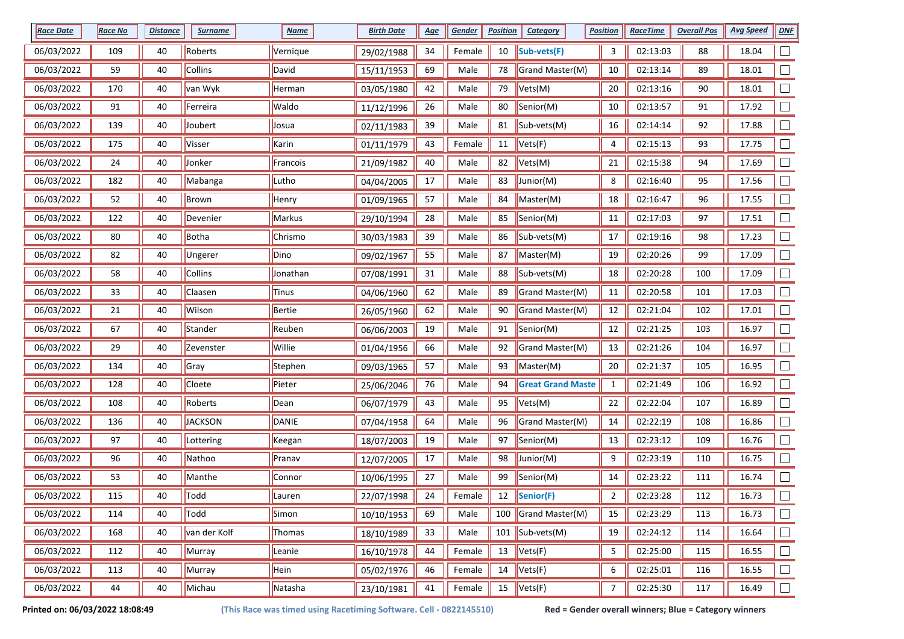| Race Date | Race No | Distance | Surname | Name | Birth Date | Age | Gender | Position | Category | Position | RaceTime | Overall Pos | Avg Speed | DNF |
|---|---|---|---|---|---|---|---|---|---|---|---|---|---|---|
| 06/03/2022 | 109 | 40 | Roberts | Vernique | 29/02/1988 | 34 | Female | 10 | **Sub-vets(F)** | 3 | 02:13:03 | 88 | 18.04 | ☐ |
| 06/03/2022 | 59 | 40 | Collins | David | 15/11/1953 | 69 | Male | 78 | Grand Master(M) | 10 | 02:13:14 | 89 | 18.01 | ☐ |
| 06/03/2022 | 170 | 40 | van Wyk | Herman | 03/05/1980 | 42 | Male | 79 | Vets(M) | 20 | 02:13:16 | 90 | 18.01 | ☐ |
| 06/03/2022 | 91 | 40 | Ferreira | Waldo | 11/12/1996 | 26 | Male | 80 | Senior(M) | 10 | 02:13:57 | 91 | 17.92 | ☐ |
| 06/03/2022 | 139 | 40 | Joubert | Josua | 02/11/1983 | 39 | Male | 81 | Sub-vets(M) | 16 | 02:14:14 | 92 | 17.88 | ☐ |
| 06/03/2022 | 175 | 40 | Visser | Karin | 01/11/1979 | 43 | Female | 11 | Vets(F) | 4 | 02:15:13 | 93 | 17.75 | ☐ |
| 06/03/2022 | 24 | 40 | Jonker | Francois | 21/09/1982 | 40 | Male | 82 | Vets(M) | 21 | 02:15:38 | 94 | 17.69 | ☐ |
| 06/03/2022 | 182 | 40 | Mabanga | Lutho | 04/04/2005 | 17 | Male | 83 | Junior(M) | 8 | 02:16:40 | 95 | 17.56 | ☐ |
| 06/03/2022 | 52 | 40 | Brown | Henry | 01/09/1965 | 57 | Male | 84 | Master(M) | 18 | 02:16:47 | 96 | 17.55 | ☐ |
| 06/03/2022 | 122 | 40 | Devenier | Markus | 29/10/1994 | 28 | Male | 85 | Senior(M) | 11 | 02:17:03 | 97 | 17.51 | ☐ |
| 06/03/2022 | 80 | 40 | Botha | Chrismo | 30/03/1983 | 39 | Male | 86 | Sub-vets(M) | 17 | 02:19:16 | 98 | 17.23 | ☐ |
| 06/03/2022 | 82 | 40 | Ungerer | Dino | 09/02/1967 | 55 | Male | 87 | Master(M) | 19 | 02:20:26 | 99 | 17.09 | ☐ |
| 06/03/2022 | 58 | 40 | Collins | Jonathan | 07/08/1991 | 31 | Male | 88 | Sub-vets(M) | 18 | 02:20:28 | 100 | 17.09 | ☐ |
| 06/03/2022 | 33 | 40 | Claasen | Tinus | 04/06/1960 | 62 | Male | 89 | Grand Master(M) | 11 | 02:20:58 | 101 | 17.03 | ☐ |
| 06/03/2022 | 21 | 40 | Wilson | Bertie | 26/05/1960 | 62 | Male | 90 | Grand Master(M) | 12 | 02:21:04 | 102 | 17.01 | ☐ |
| 06/03/2022 | 67 | 40 | Stander | Reuben | 06/06/2003 | 19 | Male | 91 | Senior(M) | 12 | 02:21:25 | 103 | 16.97 | ☐ |
| 06/03/2022 | 29 | 40 | Zevenster | Willie | 01/04/1956 | 66 | Male | 92 | Grand Master(M) | 13 | 02:21:26 | 104 | 16.97 | ☐ |
| 06/03/2022 | 134 | 40 | Gray | Stephen | 09/03/1965 | 57 | Male | 93 | Master(M) | 20 | 02:21:37 | 105 | 16.95 | ☐ |
| 06/03/2022 | 128 | 40 | Cloete | Pieter | 25/06/2046 | 76 | Male | 94 | **Great Grand Maste** | 1 | 02:21:49 | 106 | 16.92 | ☐ |
| 06/03/2022 | 108 | 40 | Roberts | Dean | 06/07/1979 | 43 | Male | 95 | Vets(M) | 22 | 02:22:04 | 107 | 16.89 | ☐ |
| 06/03/2022 | 136 | 40 | JACKSON | DANIE | 07/04/1958 | 64 | Male | 96 | Grand Master(M) | 14 | 02:22:19 | 108 | 16.86 | ☐ |
| 06/03/2022 | 97 | 40 | Lottering | Keegan | 18/07/2003 | 19 | Male | 97 | Senior(M) | 13 | 02:23:12 | 109 | 16.76 | ☐ |
| 06/03/2022 | 96 | 40 | Nathoo | Pranav | 12/07/2005 | 17 | Male | 98 | Junior(M) | 9 | 02:23:19 | 110 | 16.75 | ☐ |
| 06/03/2022 | 53 | 40 | Manthe | Connor | 10/06/1995 | 27 | Male | 99 | Senior(M) | 14 | 02:23:22 | 111 | 16.74 | ☐ |
| 06/03/2022 | 115 | 40 | Todd | Lauren | 22/07/1998 | 24 | Female | 12 | **Senior(F)** | 2 | 02:23:28 | 112 | 16.73 | ☐ |
| 06/03/2022 | 114 | 40 | Todd | Simon | 10/10/1953 | 69 | Male | 100 | Grand Master(M) | 15 | 02:23:29 | 113 | 16.73 | ☐ |
| 06/03/2022 | 168 | 40 | van der Kolf | Thomas | 18/10/1989 | 33 | Male | 101 | Sub-vets(M) | 19 | 02:24:12 | 114 | 16.64 | ☐ |
| 06/03/2022 | 112 | 40 | Murray | Leanie | 16/10/1978 | 44 | Female | 13 | Vets(F) | 5 | 02:25:00 | 115 | 16.55 | ☐ |
| 06/03/2022 | 113 | 40 | Murray | Hein | 05/02/1976 | 46 | Female | 14 | Vets(F) | 6 | 02:25:01 | 116 | 16.55 | ☐ |
| 06/03/2022 | 44 | 40 | Michau | Natasha | 23/10/1981 | 41 | Female | 15 | Vets(F) | 7 | 02:25:30 | 117 | 16.49 | ☐ |

**Printed on: 06/03/2022 18:08:49** **(This Race was timed using Racetiming Software. Cell - 0822145510)** **Red = Gender overall winners; Blue = Category winners**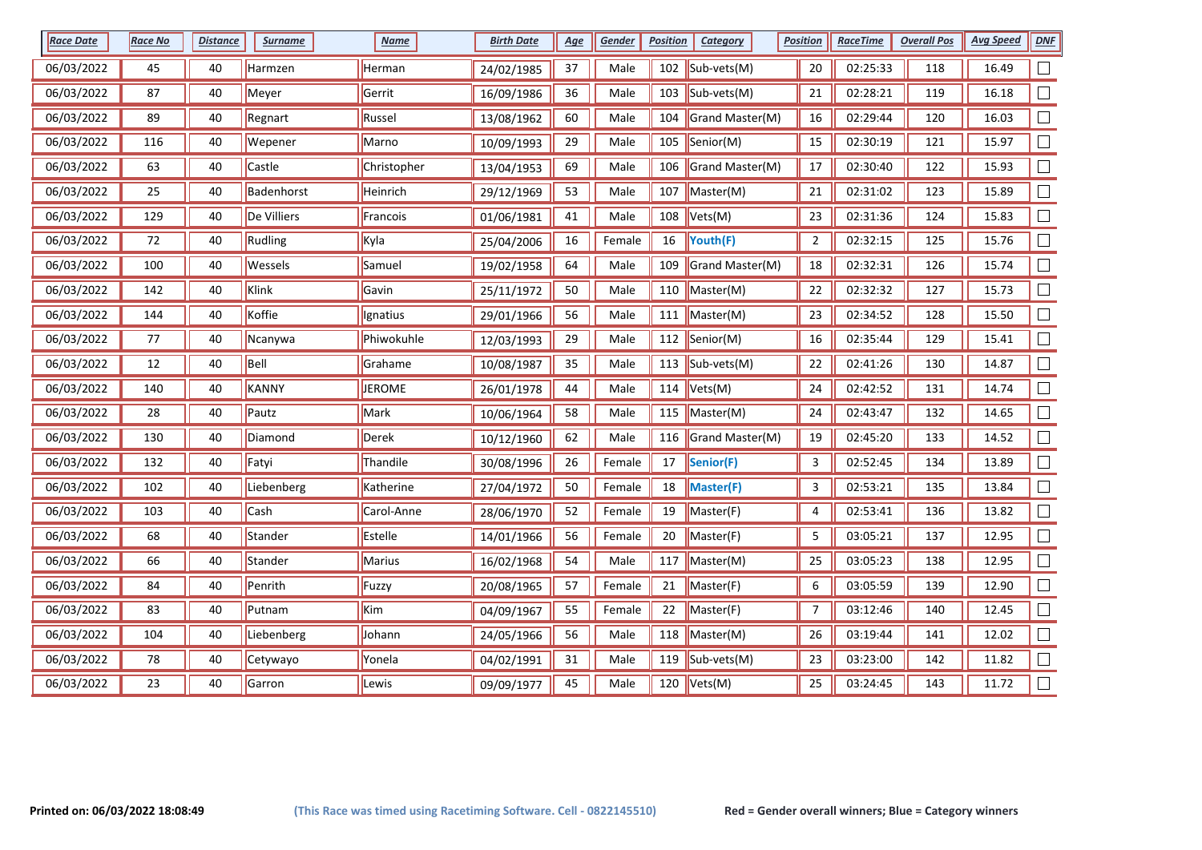| Race Date | Race No | Distance | Surname | Name | Birth Date | Age | Gender | Position | Category | Position | RaceTime | Overall Pos | Avg Speed | DNF |
|---|---|---|---|---|---|---|---|---|---|---|---|---|---|---|
| 06/03/2022 | 45 | 40 | Harmzen | Herman | 24/02/1985 | 37 | Male | 102 | Sub-vets(M) | 20 | 02:25:33 | 118 | 16.49 | ☐ |
| 06/03/2022 | 87 | 40 | Meyer | Gerrit | 16/09/1986 | 36 | Male | 103 | Sub-vets(M) | 21 | 02:28:21 | 119 | 16.18 | ☐ |
| 06/03/2022 | 89 | 40 | Regnart | Russel | 13/08/1962 | 60 | Male | 104 | Grand Master(M) | 16 | 02:29:44 | 120 | 16.03 | ☐ |
| 06/03/2022 | 116 | 40 | Wepener | Marno | 10/09/1993 | 29 | Male | 105 | Senior(M) | 15 | 02:30:19 | 121 | 15.97 | ☐ |
| 06/03/2022 | 63 | 40 | Castle | Christopher | 13/04/1953 | 69 | Male | 106 | Grand Master(M) | 17 | 02:30:40 | 122 | 15.93 | ☐ |
| 06/03/2022 | 25 | 40 | Badenhorst | Heinrich | 29/12/1969 | 53 | Male | 107 | Master(M) | 21 | 02:31:02 | 123 | 15.89 | ☐ |
| 06/03/2022 | 129 | 40 | De Villiers | Francois | 01/06/1981 | 41 | Male | 108 | Vets(M) | 23 | 02:31:36 | 124 | 15.83 | ☐ |
| 06/03/2022 | 72 | 40 | Rudling | Kyla | 25/04/2006 | 16 | Female | 16 | Youth(F) | 2 | 02:32:15 | 125 | 15.76 | ☐ |
| 06/03/2022 | 100 | 40 | Wessels | Samuel | 19/02/1958 | 64 | Male | 109 | Grand Master(M) | 18 | 02:32:31 | 126 | 15.74 | ☐ |
| 06/03/2022 | 142 | 40 | Klink | Gavin | 25/11/1972 | 50 | Male | 110 | Master(M) | 22 | 02:32:32 | 127 | 15.73 | ☐ |
| 06/03/2022 | 144 | 40 | Koffie | Ignatius | 29/01/1966 | 56 | Male | 111 | Master(M) | 23 | 02:34:52 | 128 | 15.50 | ☐ |
| 06/03/2022 | 77 | 40 | Ncanywa | Phiwokuhle | 12/03/1993 | 29 | Male | 112 | Senior(M) | 16 | 02:35:44 | 129 | 15.41 | ☐ |
| 06/03/2022 | 12 | 40 | Bell | Grahame | 10/08/1987 | 35 | Male | 113 | Sub-vets(M) | 22 | 02:41:26 | 130 | 14.87 | ☐ |
| 06/03/2022 | 140 | 40 | KANNY | JEROME | 26/01/1978 | 44 | Male | 114 | Vets(M) | 24 | 02:42:52 | 131 | 14.74 | ☐ |
| 06/03/2022 | 28 | 40 | Pautz | Mark | 10/06/1964 | 58 | Male | 115 | Master(M) | 24 | 02:43:47 | 132 | 14.65 | ☐ |
| 06/03/2022 | 130 | 40 | Diamond | Derek | 10/12/1960 | 62 | Male | 116 | Grand Master(M) | 19 | 02:45:20 | 133 | 14.52 | ☐ |
| 06/03/2022 | 132 | 40 | Fatyi | Thandile | 30/08/1996 | 26 | Female | 17 | Senior(F) | 3 | 02:52:45 | 134 | 13.89 | ☐ |
| 06/03/2022 | 102 | 40 | Liebenberg | Katherine | 27/04/1972 | 50 | Female | 18 | Master(F) | 3 | 02:53:21 | 135 | 13.84 | ☐ |
| 06/03/2022 | 103 | 40 | Cash | Carol-Anne | 28/06/1970 | 52 | Female | 19 | Master(F) | 4 | 02:53:41 | 136 | 13.82 | ☐ |
| 06/03/2022 | 68 | 40 | Stander | Estelle | 14/01/1966 | 56 | Female | 20 | Master(F) | 5 | 03:05:21 | 137 | 12.95 | ☐ |
| 06/03/2022 | 66 | 40 | Stander | Marius | 16/02/1968 | 54 | Male | 117 | Master(M) | 25 | 03:05:23 | 138 | 12.95 | ☐ |
| 06/03/2022 | 84 | 40 | Penrith | Fuzzy | 20/08/1965 | 57 | Female | 21 | Master(F) | 6 | 03:05:59 | 139 | 12.90 | ☐ |
| 06/03/2022 | 83 | 40 | Putnam | Kim | 04/09/1967 | 55 | Female | 22 | Master(F) | 7 | 03:12:46 | 140 | 12.45 | ☐ |
| 06/03/2022 | 104 | 40 | Liebenberg | Johann | 24/05/1966 | 56 | Male | 118 | Master(M) | 26 | 03:19:44 | 141 | 12.02 | ☐ |
| 06/03/2022 | 78 | 40 | Cetywayo | Yonela | 04/02/1991 | 31 | Male | 119 | Sub-vets(M) | 23 | 03:23:00 | 142 | 11.82 | ☐ |
| 06/03/2022 | 23 | 40 | Garron | Lewis | 09/09/1977 | 45 | Male | 120 | Vets(M) | 25 | 03:24:45 | 143 | 11.72 | ☐ |

**Printed on: 06/03/2022 18:08:49** **(This Race was timed using Racetiming Software. Cell - 0822145510)** **Red = Gender overall winners; Blue = Category winners**